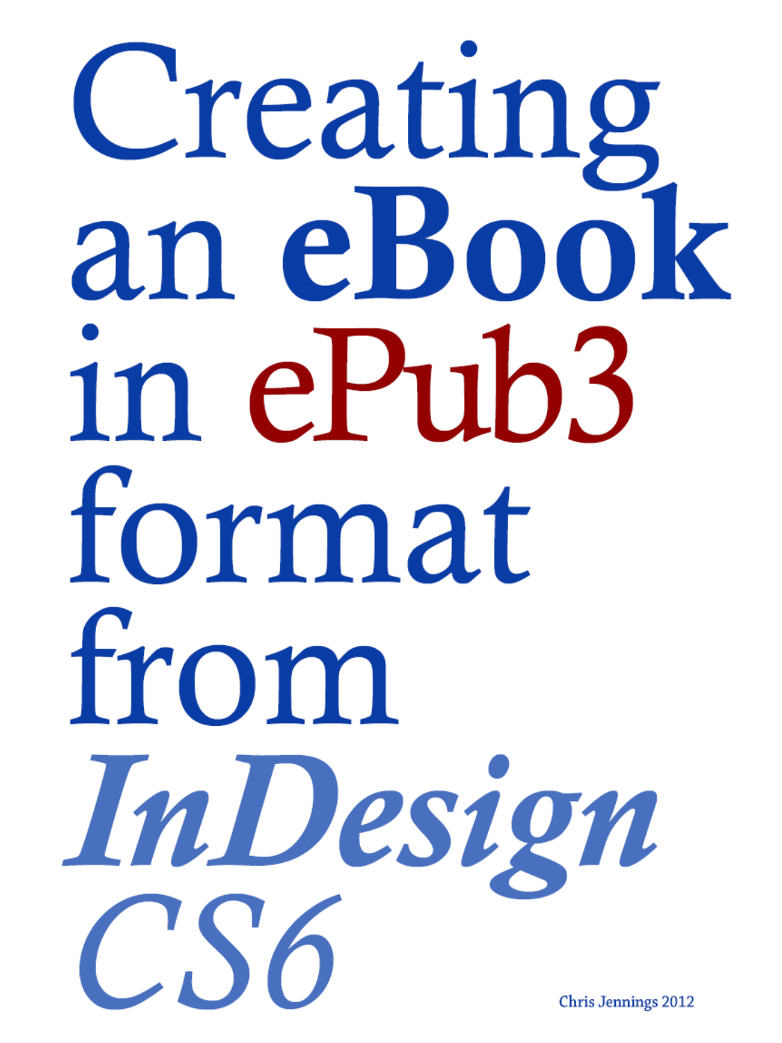# Creating an **eBook** in ePub3 format from *InDesign CS6*

Chris Jennings 2012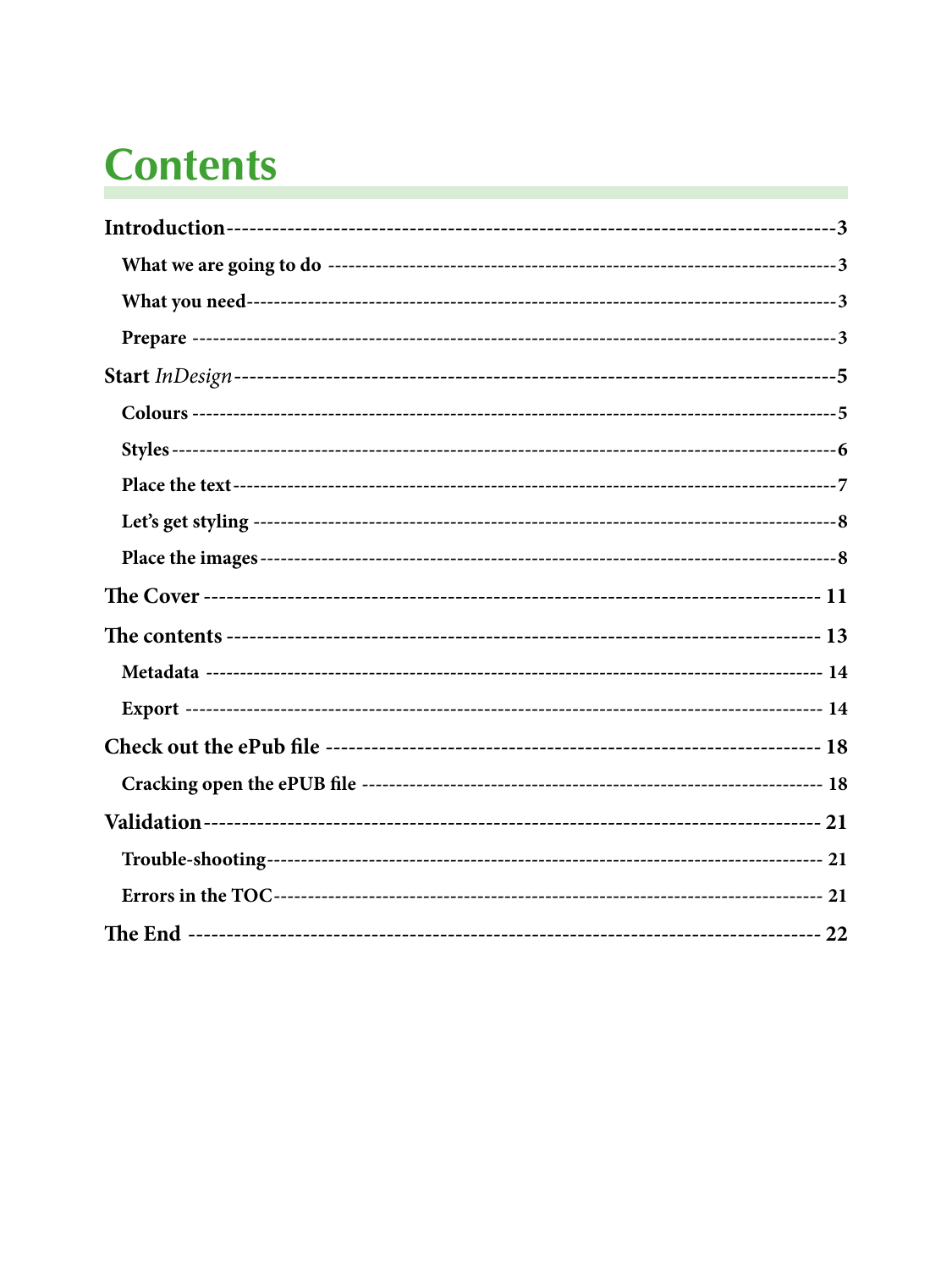# Contents

- **Introduction** ---------- 3
  - **What we are going to do** ---------- 3
  - **What you need** ---------- 3
  - **Prepare** ---------- 3
- **Start** ***InDesign*** ---------- 5
  - **Colours** ---------- 5
  - **Styles** ---------- 6
  - **Place the text** ---------- 7
  - **Let's get styling** ---------- 8
  - **Place the images** ---------- 8
- **The Cover** ---------- 11
- **The contents** ---------- 13
  - **Metadata** ---------- 14
  - **Export** ---------- 14
- **Check out the ePub file** ---------- 18
  - **Cracking open the ePUB file** ---------- 18
- **Validation** ---------- 21
  - **Trouble-shooting** ---------- 21
  - **Errors in the TOC** ---------- 21
- **The End** ---------- 22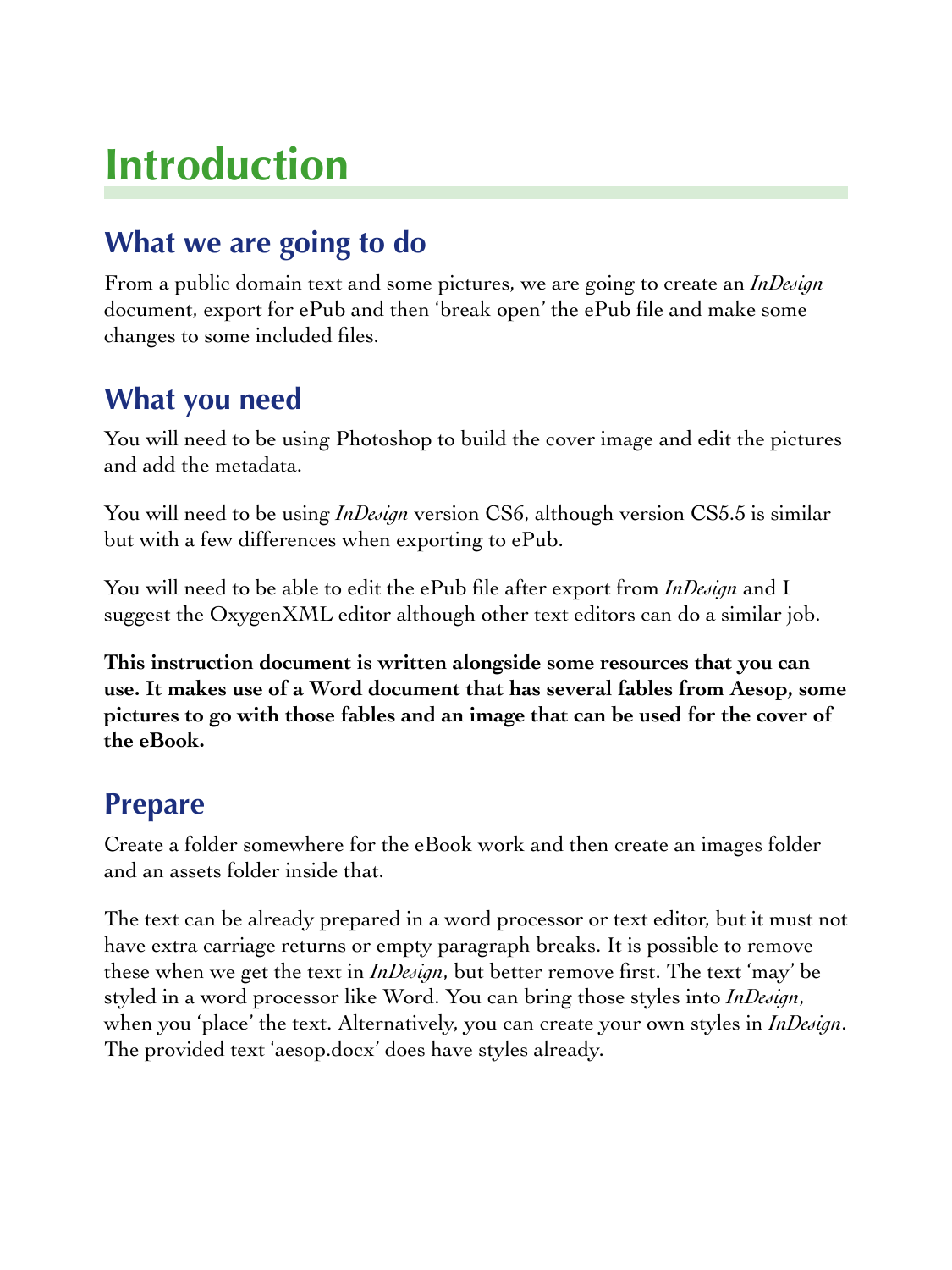# Introduction

## What we are going to do

From a public domain text and some pictures, we are going to create an *InDesign* document, export for ePub and then 'break open' the ePub file and make some changes to some included files.

## What you need

You will need to be using Photoshop to build the cover image and edit the pictures and add the metadata.

You will need to be using *InDesign* version CS6, although version CS5.5 is similar but with a few differences when exporting to ePub.

You will need to be able to edit the ePub file after export from *InDesign* and I suggest the OxygenXML editor although other text editors can do a similar job.

**This instruction document is written alongside some resources that you can use. It makes use of a Word document that has several fables from Aesop, some pictures to go with those fables and an image that can be used for the cover of the eBook.**

## Prepare

Create a folder somewhere for the eBook work and then create an images folder and an assets folder inside that.

The text can be already prepared in a word processor or text editor, but it must not have extra carriage returns or empty paragraph breaks. It is possible to remove these when we get the text in *InDesign*, but better remove first. The text 'may' be styled in a word processor like Word. You can bring those styles into *InDesign*, when you 'place' the text. Alternatively, you can create your own styles in *InDesign*. The provided text 'aesop.docx' does have styles already.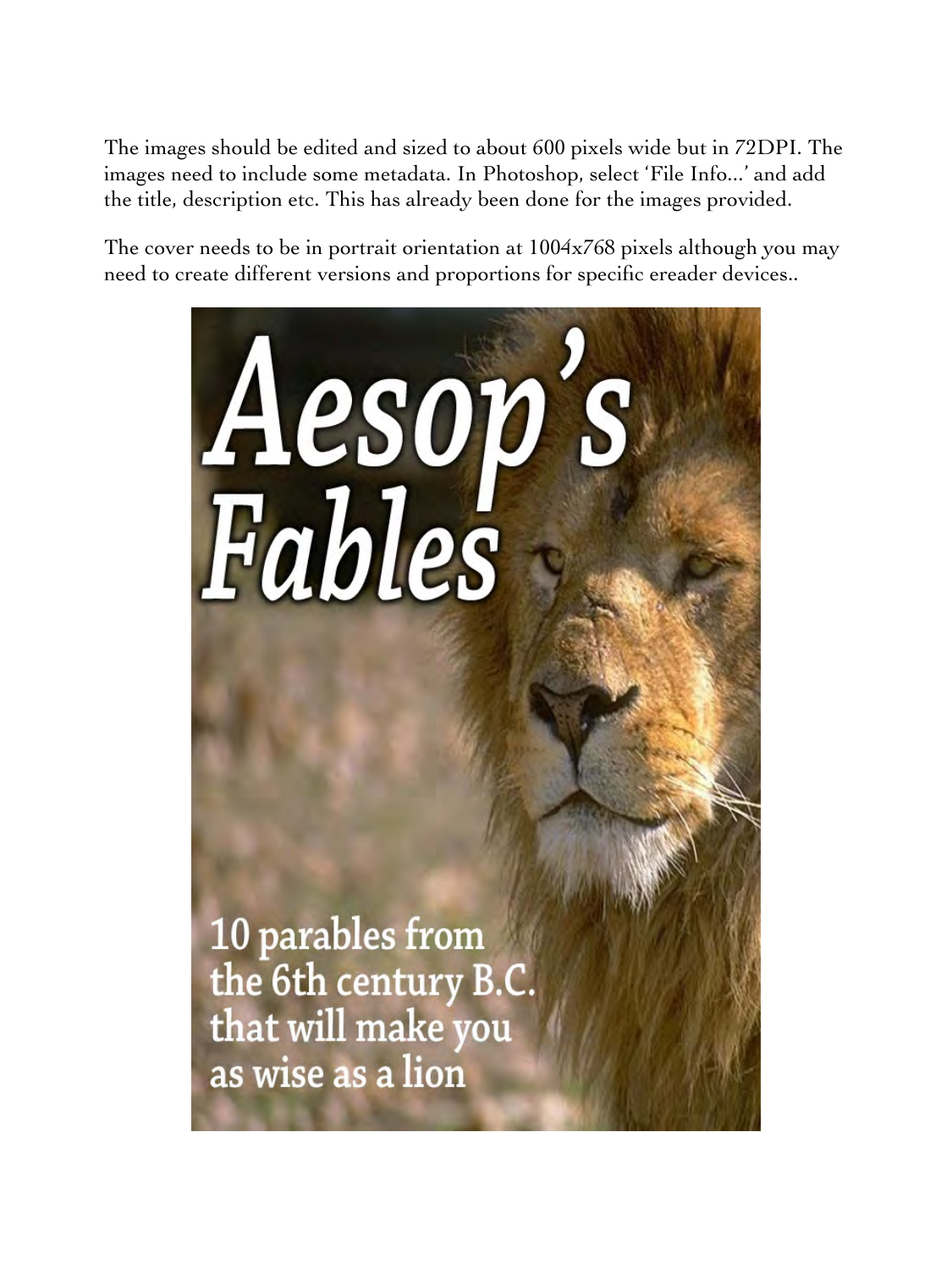The images should be edited and sized to about 600 pixels wide but in 72DPI. The images need to include some metadata. In Photoshop, select 'File Info...' and add the title, description etc. This has already been done for the images provided.

The cover needs to be in portrait orientation at 1004x768 pixels although you may need to create different versions and proportions for specific ereader devices..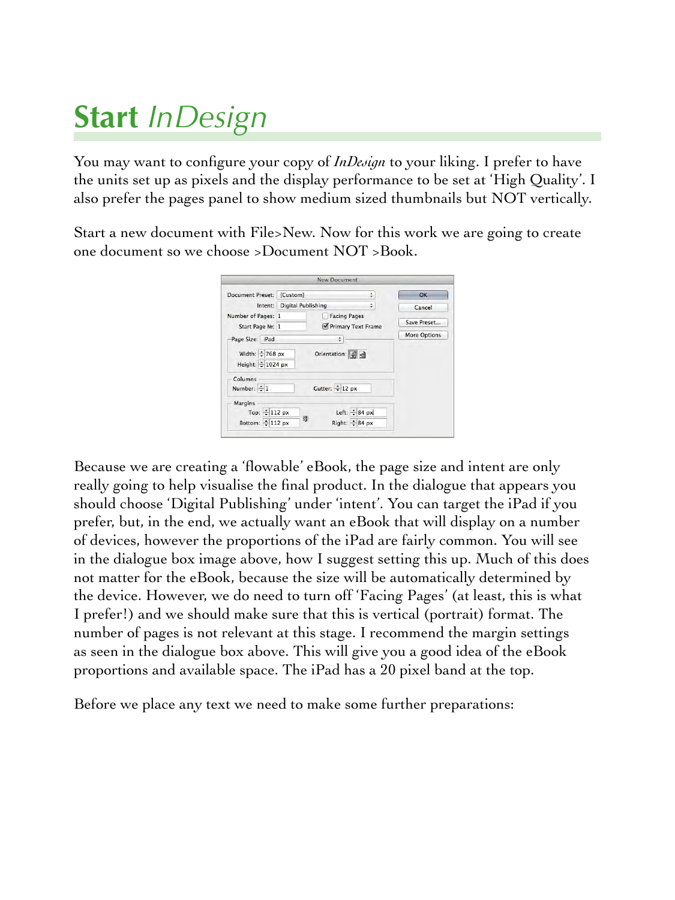# **Start** *InDesign*

You may want to configure your copy of *InDesign* to your liking. I prefer to have the units set up as pixels and the display performance to be set at 'High Quality'. I also prefer the pages panel to show medium sized thumbnails but NOT vertically.

Start a new document with File>New. Now for this work we are going to create one document so we choose >Document NOT >Book.

Because we are creating a 'flowable' eBook, the page size and intent are only really going to help visualise the final product. In the dialogue that appears you should choose 'Digital Publishing' under 'intent'. You can target the iPad if you prefer, but, in the end, we actually want an eBook that will display on a number of devices, however the proportions of the iPad are fairly common. You will see in the dialogue box image above, how I suggest setting this up. Much of this does not matter for the eBook, because the size will be automatically determined by the device. However, we do need to turn off 'Facing Pages' (at least, this is what I prefer!) and we should make sure that this is vertical (portrait) format. The number of pages is not relevant at this stage. I recommend the margin settings as seen in the dialogue box above. This will give you a good idea of the eBook proportions and available space. The iPad has a 20 pixel band at the top.

Before we place any text we need to make some further preparations: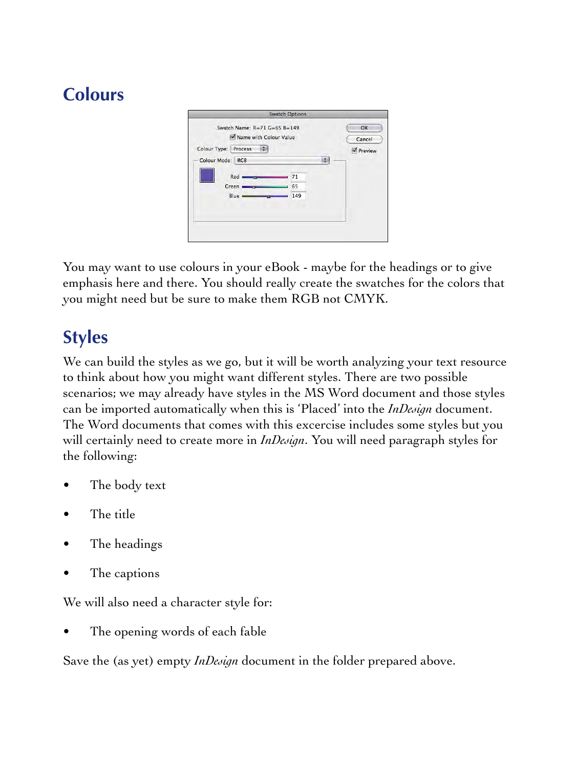## Colours

You may want to use colours in your eBook - maybe for the headings or to give emphasis here and there. You should really create the swatches for the colors that you might need but be sure to make them RGB not CMYK.

## Styles

We can build the styles as we go, but it will be worth analyzing your text resource to think about how you might want different styles. There are two possible scenarios; we may already have styles in the MS Word document and those styles can be imported automatically when this is 'Placed' into the *InDesign* document. The Word documents that comes with this excercise includes some styles but you will certainly need to create more in *InDesign*. You will need paragraph styles for the following:

- The body text
- The title
- The headings
- The captions

We will also need a character style for:

- The opening words of each fable

Save the (as yet) empty *InDesign* document in the folder prepared above.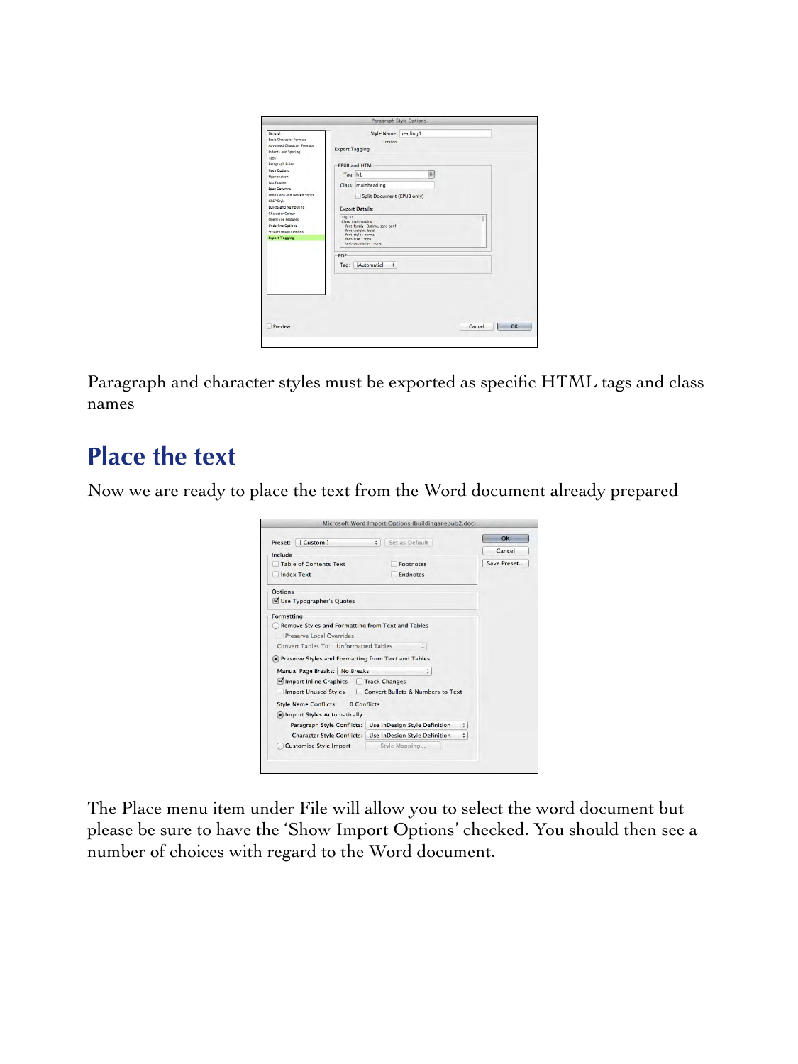Paragraph and character styles must be exported as specific HTML tags and class names

## Place the text

Now we are ready to place the text from the Word document already prepared

The Place menu item under File will allow you to select the word document but please be sure to have the 'Show Import Options' checked. You should then see a number of choices with regard to the Word document.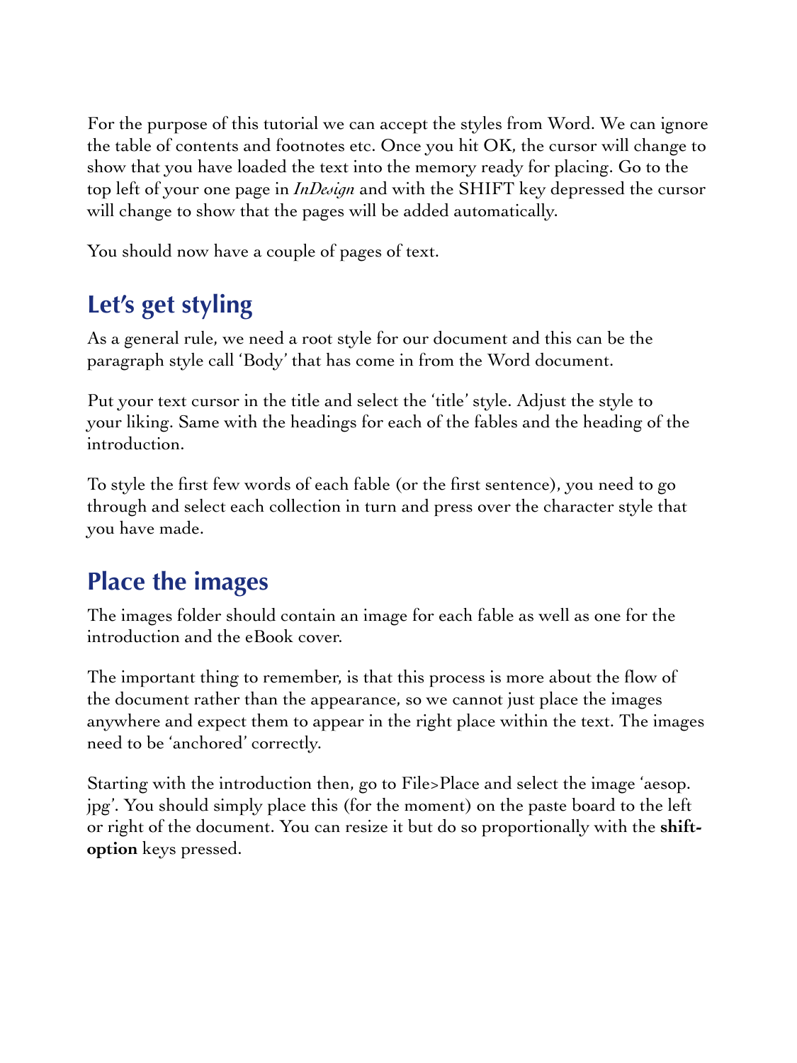For the purpose of this tutorial we can accept the styles from Word. We can ignore the table of contents and footnotes etc. Once you hit OK, the cursor will change to show that you have loaded the text into the memory ready for placing. Go to the top left of your one page in *InDesign* and with the SHIFT key depressed the cursor will change to show that the pages will be added automatically.

You should now have a couple of pages of text.

## Let's get styling

As a general rule, we need a root style for our document and this can be the paragraph style call 'Body' that has come in from the Word document.

Put your text cursor in the title and select the 'title' style. Adjust the style to your liking. Same with the headings for each of the fables and the heading of the introduction.

To style the first few words of each fable (or the first sentence), you need to go through and select each collection in turn and press over the character style that you have made.

## Place the images

The images folder should contain an image for each fable as well as one for the introduction and the eBook cover.

The important thing to remember, is that this process is more about the flow of the document rather than the appearance, so we cannot just place the images anywhere and expect them to appear in the right place within the text. The images need to be 'anchored' correctly.

Starting with the introduction then, go to File>Place and select the image 'aesop.jpg'. You should simply place this (for the moment) on the paste board to the left or right of the document. You can resize it but do so proportionally with the **shift-option** keys pressed.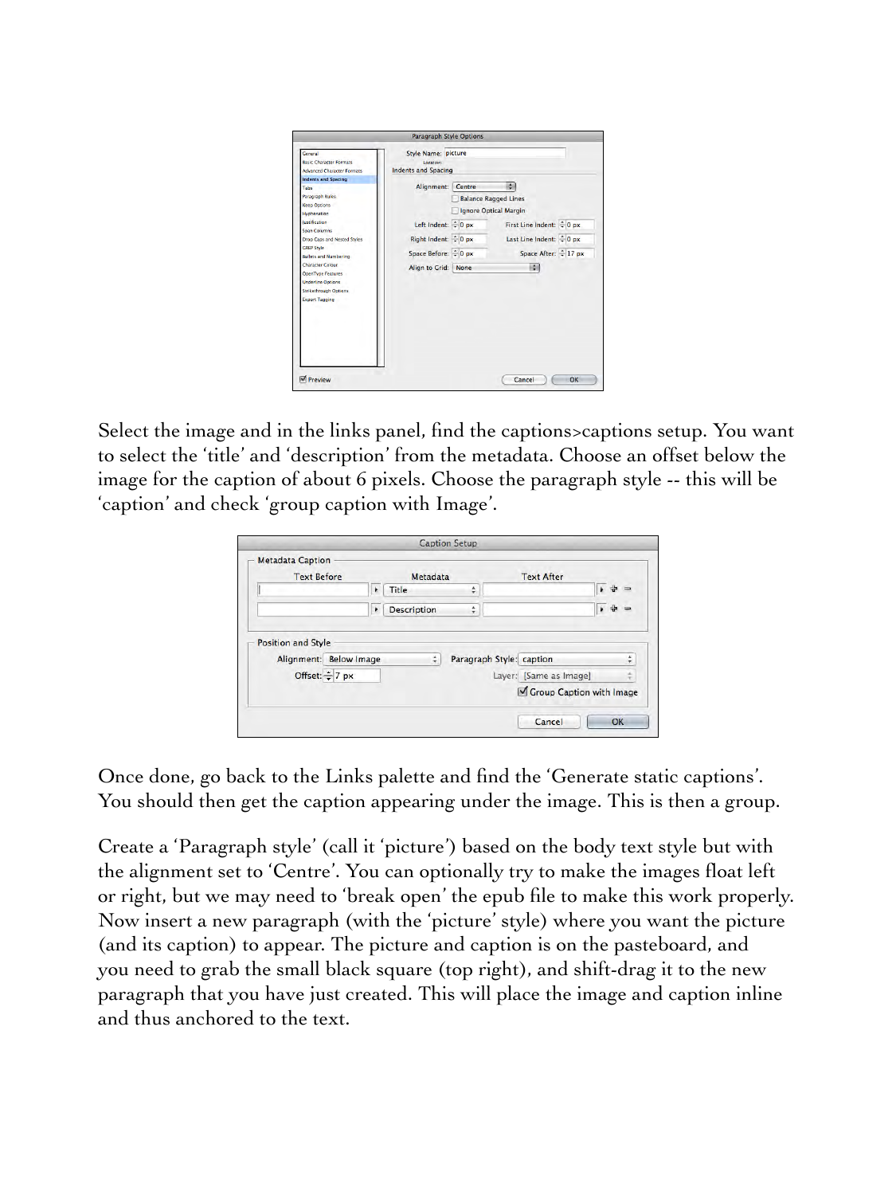Select the image and in the links panel, find the captions>captions setup. You want to select the 'title' and 'description' from the metadata. Choose an offset below the image for the caption of about 6 pixels. Choose the paragraph style -- this will be 'caption' and check 'group caption with Image'.

Once done, go back to the Links palette and find the 'Generate static captions'. You should then get the caption appearing under the image. This is then a group.

Create a 'Paragraph style' (call it 'picture') based on the body text style but with the alignment set to 'Centre'. You can optionally try to make the images float left or right, but we may need to 'break open' the epub file to make this work properly. Now insert a new paragraph (with the 'picture' style) where you want the picture (and its caption) to appear. The picture and caption is on the pasteboard, and you need to grab the small black square (top right), and shift-drag it to the new paragraph that you have just created. This will place the image and caption inline and thus anchored to the text.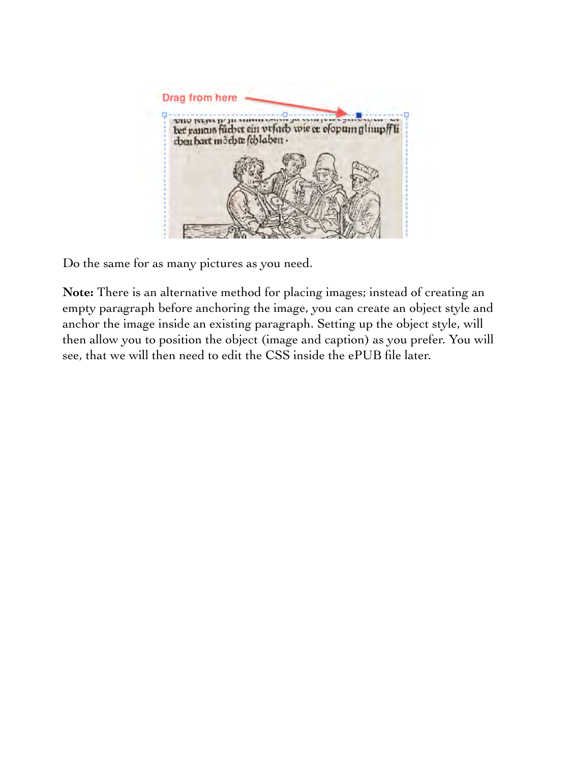Do the same for as many pictures as you need.

**Note:** There is an alternative method for placing images; instead of creating an empty paragraph before anchoring the image, you can create an object style and anchor the image inside an existing paragraph. Setting up the object style, will then allow you to position the object (image and caption) as you prefer. You will see, that we will then need to edit the CSS inside the ePUB file later.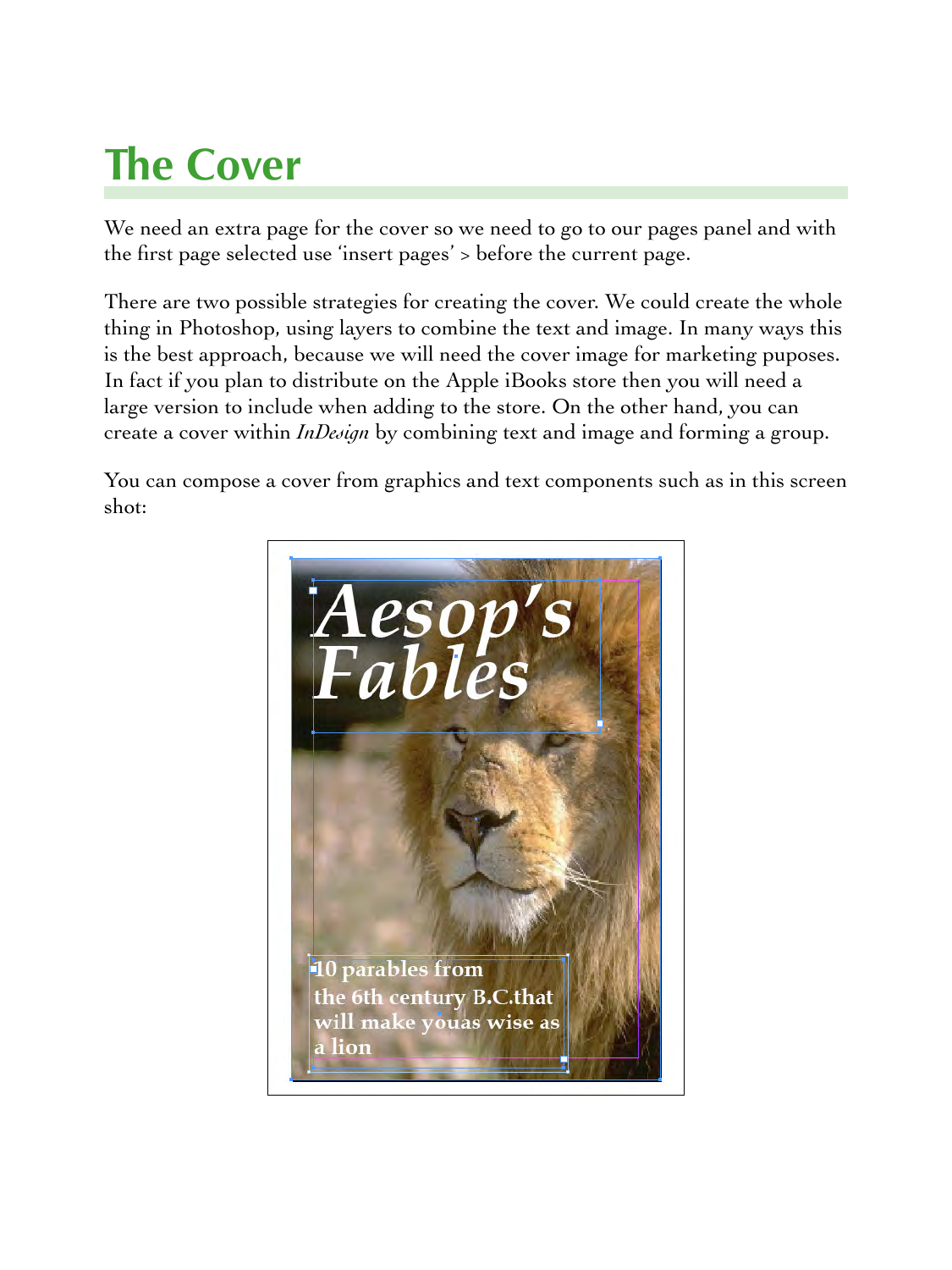# The Cover

We need an extra page for the cover so we need to go to our pages panel and with the first page selected use 'insert pages' > before the current page.

There are two possible strategies for creating the cover. We could create the whole thing in Photoshop, using layers to combine the text and image. In many ways this is the best approach, because we will need the cover image for marketing puposes. In fact if you plan to distribute on the Apple iBooks store then you will need a large version to include when adding to the store. On the other hand, you can create a cover within *InDesign* by combining text and image and forming a group.

You can compose a cover from graphics and text components such as in this screen shot: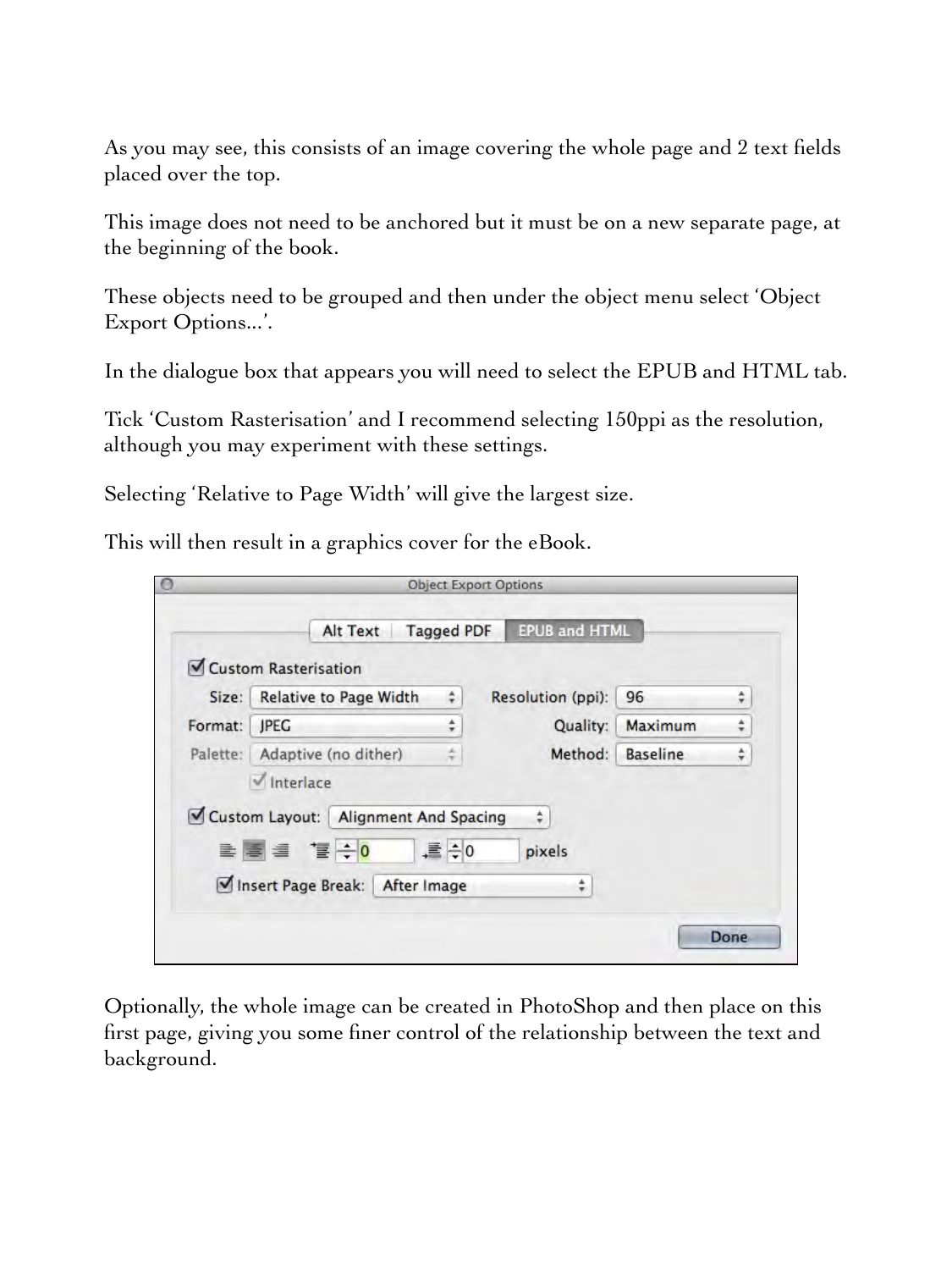As you may see, this consists of an image covering the whole page and 2 text fields placed over the top.

This image does not need to be anchored but it must be on a new separate page, at the beginning of the book.

These objects need to be grouped and then under the object menu select 'Object Export Options...'.

In the dialogue box that appears you will need to select the EPUB and HTML tab.

Tick 'Custom Rasterisation' and I recommend selecting 150ppi as the resolution, although you may experiment with these settings.

Selecting 'Relative to Page Width' will give the largest size.

This will then result in a graphics cover for the eBook.

Optionally, the whole image can be created in PhotoShop and then place on this first page, giving you some finer control of the relationship between the text and background.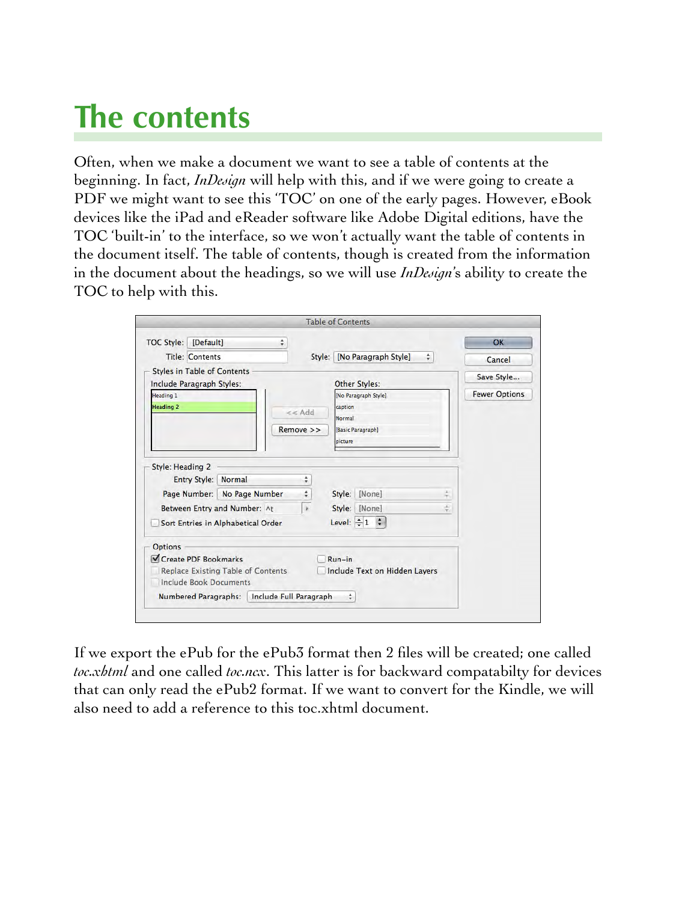# The contents

Often, when we make a document we want to see a table of contents at the beginning. In fact, *InDesign* will help with this, and if we were going to create a PDF we might want to see this 'TOC' on one of the early pages. However, eBook devices like the iPad and eReader software like Adobe Digital editions, have the TOC 'built-in' to the interface, so we won't actually want the table of contents in the document itself. The table of contents, though is created from the information in the document about the headings, so we will use *InDesign*'s ability to create the TOC to help with this.

If we export the ePub for the ePub3 format then 2 files will be created; one called *toc.xhtml* and one called *toc.ncx*. This latter is for backward compatabilty for devices that can only read the ePub2 format. If we want to convert for the Kindle, we will also need to add a reference to this toc.xhtml document.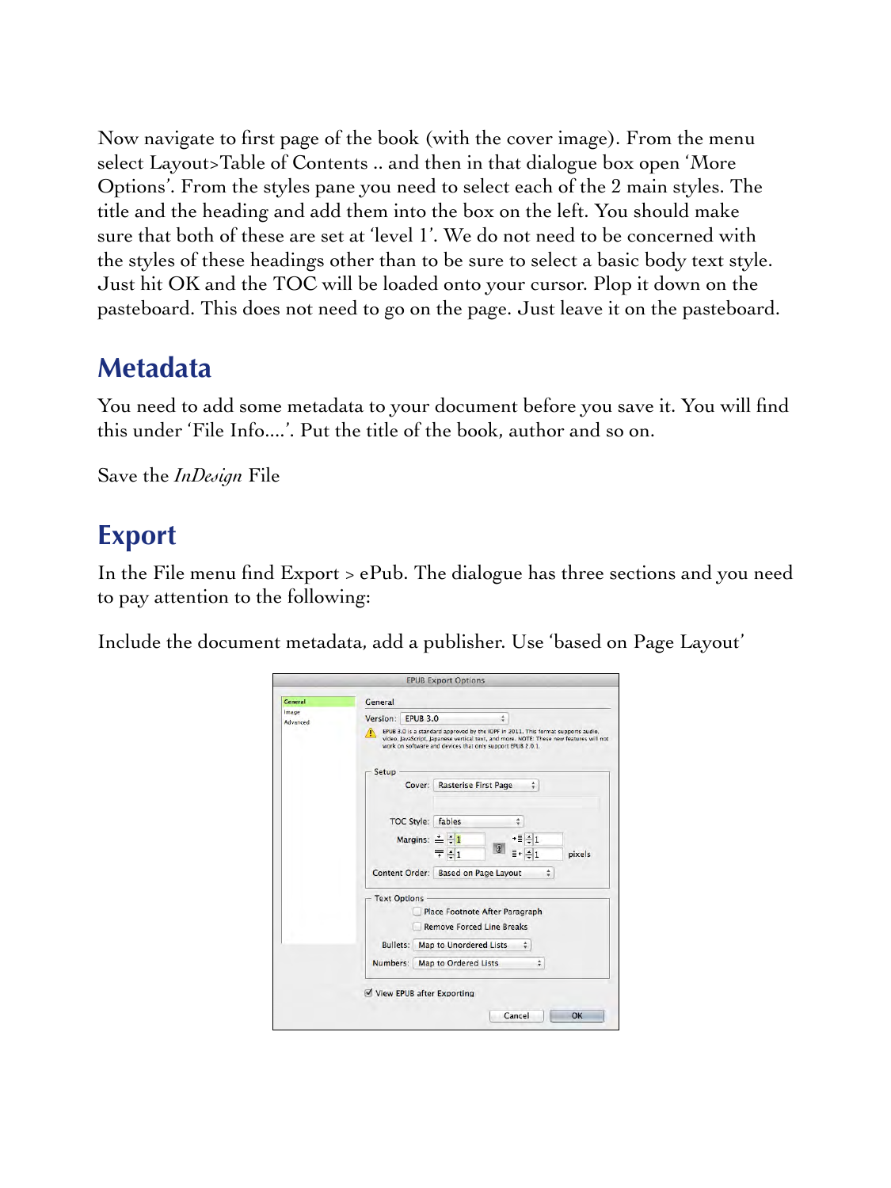Now navigate to first page of the book (with the cover image). From the menu select Layout>Table of Contents .. and then in that dialogue box open 'More Options'. From the styles pane you need to select each of the 2 main styles. The title and the heading and add them into the box on the left. You should make sure that both of these are set at 'level 1'. We do not need to be concerned with the styles of these headings other than to be sure to select a basic body text style. Just hit OK and the TOC will be loaded onto your cursor. Plop it down on the pasteboard. This does not need to go on the page. Just leave it on the pasteboard.

## Metadata

You need to add some metadata to your document before you save it. You will find this under 'File Info....'. Put the title of the book, author and so on.

Save the *InDesign* File

## Export

In the File menu find Export > ePub. The dialogue has three sections and you need to pay attention to the following:

Include the document metadata, add a publisher. Use 'based on Page Layout'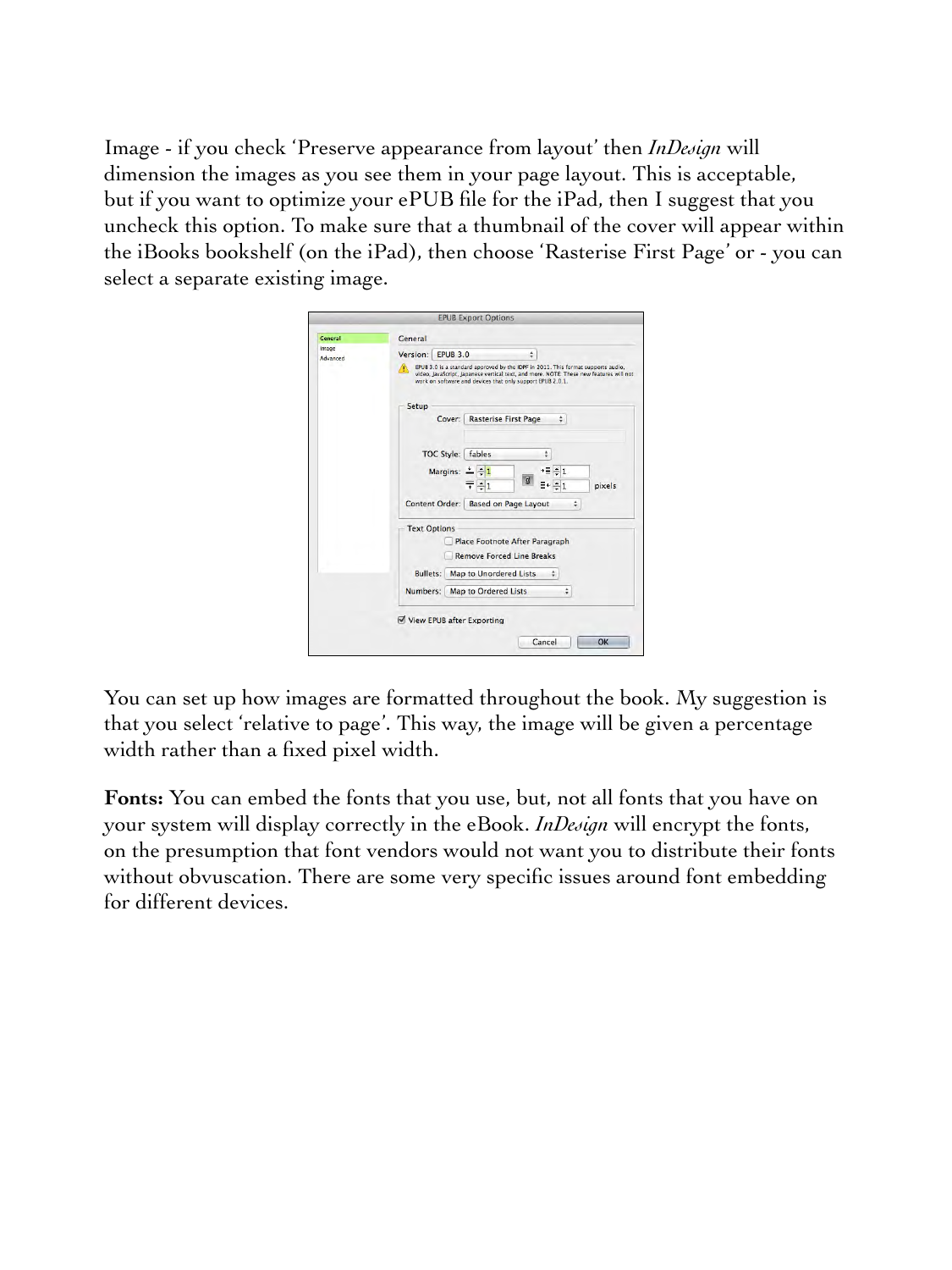Image - if you check 'Preserve appearance from layout' then *InDesign* will dimension the images as you see them in your page layout. This is acceptable, but if you want to optimize your ePUB file for the iPad, then I suggest that you uncheck this option. To make sure that a thumbnail of the cover will appear within the iBooks bookshelf (on the iPad), then choose 'Rasterise First Page' or - you can select a separate existing image.

You can set up how images are formatted throughout the book. My suggestion is that you select 'relative to page'. This way, the image will be given a percentage width rather than a fixed pixel width.

**Fonts:** You can embed the fonts that you use, but, not all fonts that you have on your system will display correctly in the eBook. *InDesign* will encrypt the fonts, on the presumption that font vendors would not want you to distribute their fonts without obvuscation. There are some very specific issues around font embedding for different devices.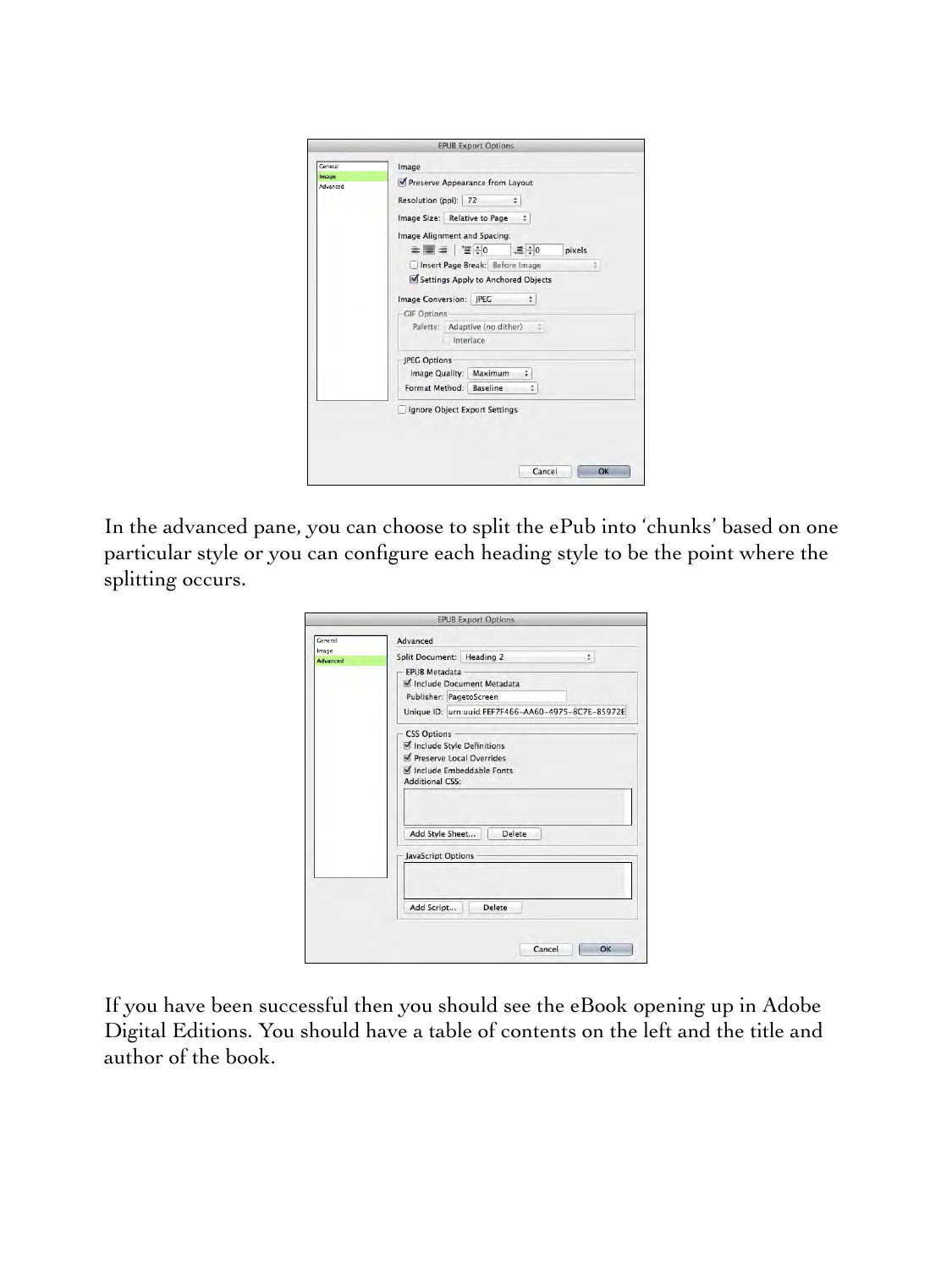In the advanced pane, you can choose to split the ePub into 'chunks' based on one particular style or you can configure each heading style to be the point where the splitting occurs.

If you have been successful then you should see the eBook opening up in Adobe Digital Editions. You should have a table of contents on the left and the title and author of the book.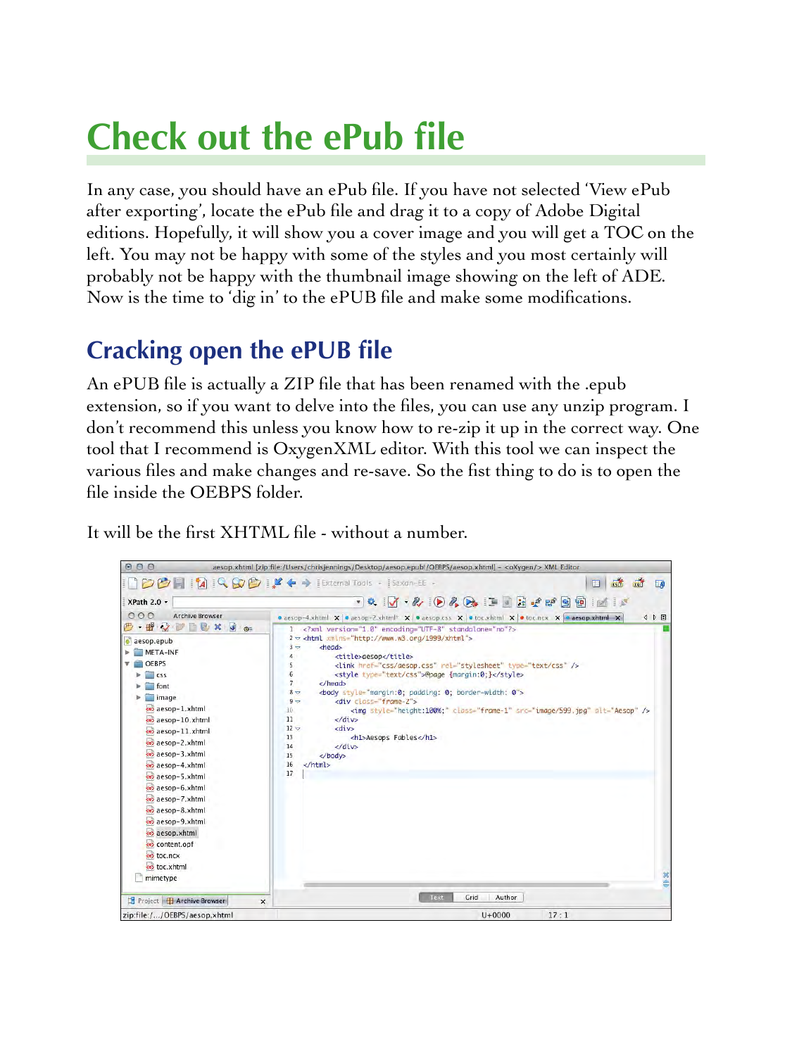# Check out the ePub file

In any case, you should have an ePub file. If you have not selected 'View ePub after exporting', locate the ePub file and drag it to a copy of Adobe Digital editions. Hopefully, it will show you a cover image and you will get a TOC on the left. You may not be happy with some of the styles and you most certainly will probably not be happy with the thumbnail image showing on the left of ADE. Now is the time to 'dig in' to the ePUB file and make some modifications.

## Cracking open the ePUB file

An ePUB file is actually a ZIP file that has been renamed with the .epub extension, so if you want to delve into the files, you can use any unzip program. I don't recommend this unless you know how to re-zip it up in the correct way. One tool that I recommend is OxygenXML editor. With this tool we can inspect the various files and make changes and re-save. So the fist thing to do is to open the file inside the OEBPS folder.

It will be the first XHTML file - without a number.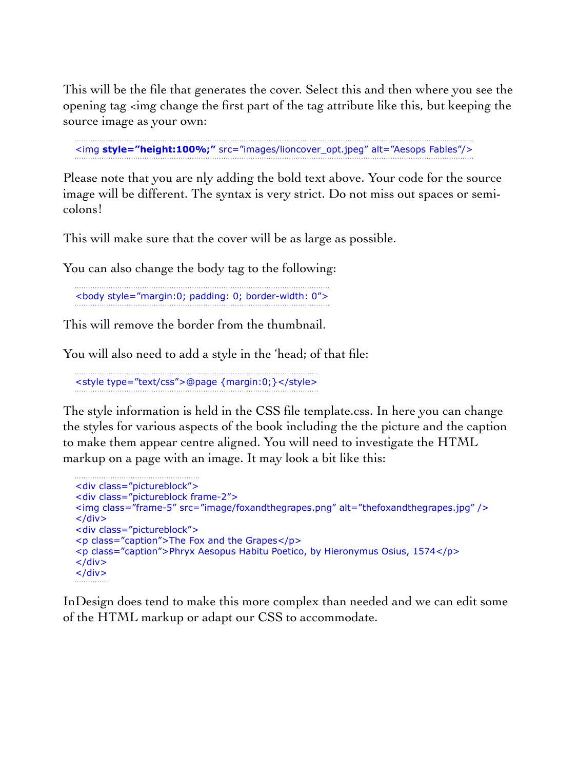This will be the file that generates the cover. Select this and then where you see the opening tag <img change the first part of the tag attribute like this, but keeping the source image as your own:

```
<img style="height:100%;" src="images/lioncover_opt.jpeg" alt="Aesops Fables"/>
```

Please note that you are nly adding the bold text above. Your code for the source image will be different. The syntax is very strict. Do not miss out spaces or semi-colons!

This will make sure that the cover will be as large as possible.

You can also change the body tag to the following:

```
<body style="margin:0; padding: 0; border-width: 0">
```

This will remove the border from the thumbnail.

You will also need to add a style in the 'head; of that file:

```
<style type="text/css">@page {margin:0;}</style>
```

The style information is held in the CSS file template.css. In here you can change the styles for various aspects of the book including the the picture and the caption to make them appear centre aligned. You will need to investigate the HTML markup on a page with an image. It may look a bit like this:

```
<div class="pictureblock">
<div class="pictureblock frame-2">
<img class="frame-5" src="image/foxandthegrapes.png" alt="thefoxandthegrapes.jpg" />
</div>
<div class="pictureblock">
<p class="caption">The Fox and the Grapes</p>
<p class="caption">Phryx Aesopus Habitu Poetico, by Hieronymus Osius, 1574</p>
</div>
</div>
```

InDesign does tend to make this more complex than needed and we can edit some of the HTML markup or adapt our CSS to accommodate.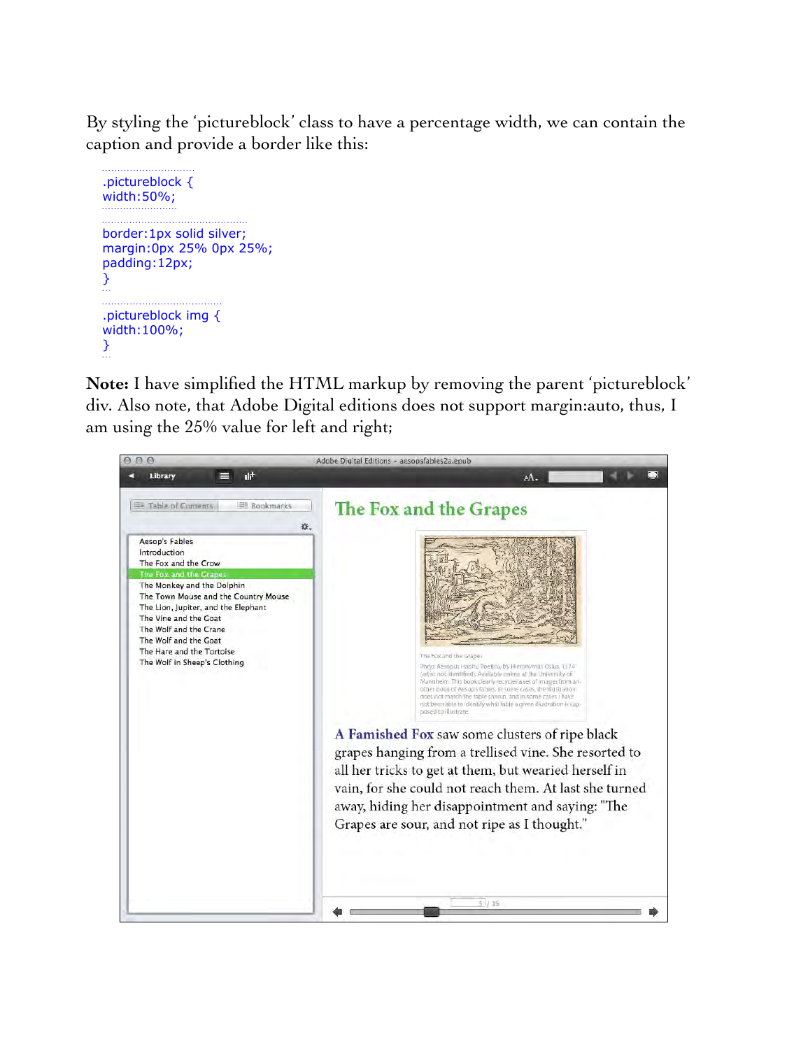By styling the 'pictureblock' class to have a percentage width, we can contain the caption and provide a border like this:

```
.pictureblock {
width:50%;

border:1px solid silver;
margin:0px 25% 0px 25%;
padding:12px;
}

.pictureblock img {
width:100%;
}
```

**Note:** I have simplified the HTML markup by removing the parent 'pictureblock' div. Also note, that Adobe Digital editions does not support margin:auto, thus, I am using the 25% value for left and right;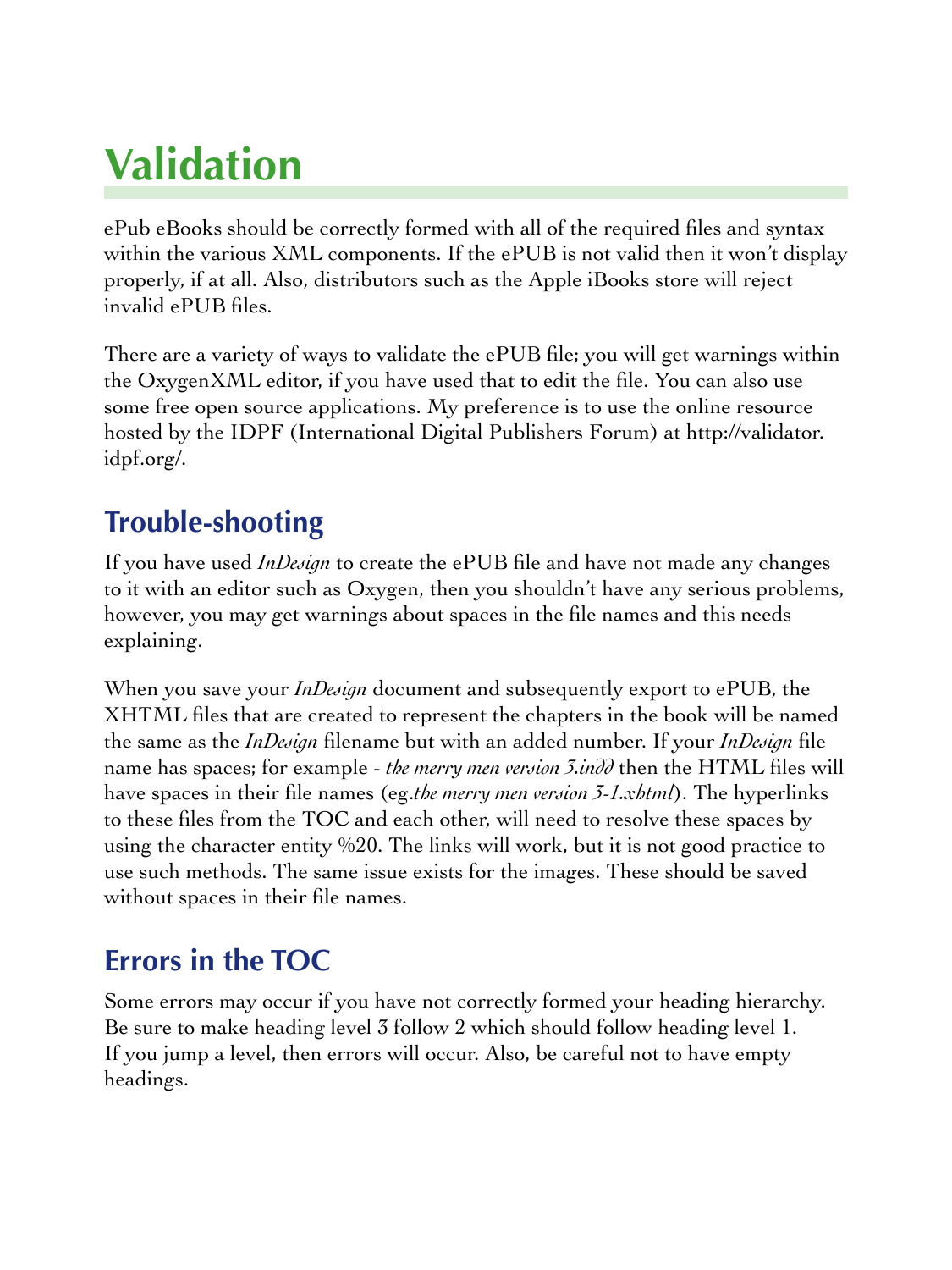# Validation

ePub eBooks should be correctly formed with all of the required files and syntax within the various XML components. If the ePUB is not valid then it won't display properly, if at all. Also, distributors such as the Apple iBooks store will reject invalid ePUB files.

There are a variety of ways to validate the ePUB file; you will get warnings within the OxygenXML editor, if you have used that to edit the file. You can also use some free open source applications. My preference is to use the online resource hosted by the IDPF (International Digital Publishers Forum) at http://validator.idpf.org/.

## Trouble-shooting

If you have used *InDesign* to create the ePUB file and have not made any changes to it with an editor such as Oxygen, then you shouldn't have any serious problems, however, you may get warnings about spaces in the file names and this needs explaining.

When you save your *InDesign* document and subsequently export to ePUB, the XHTML files that are created to represent the chapters in the book will be named the same as the *InDesign* filename but with an added number. If your *InDesign* file name has spaces; for example - *the merry men version 3.indd* then the HTML files will have spaces in their file names (eg.*the merry men version 3-1.xhtml*). The hyperlinks to these files from the TOC and each other, will need to resolve these spaces by using the character entity %20. The links will work, but it is not good practice to use such methods. The same issue exists for the images. These should be saved without spaces in their file names.

## Errors in the TOC

Some errors may occur if you have not correctly formed your heading hierarchy. Be sure to make heading level 3 follow 2 which should follow heading level 1. If you jump a level, then errors will occur. Also, be careful not to have empty headings.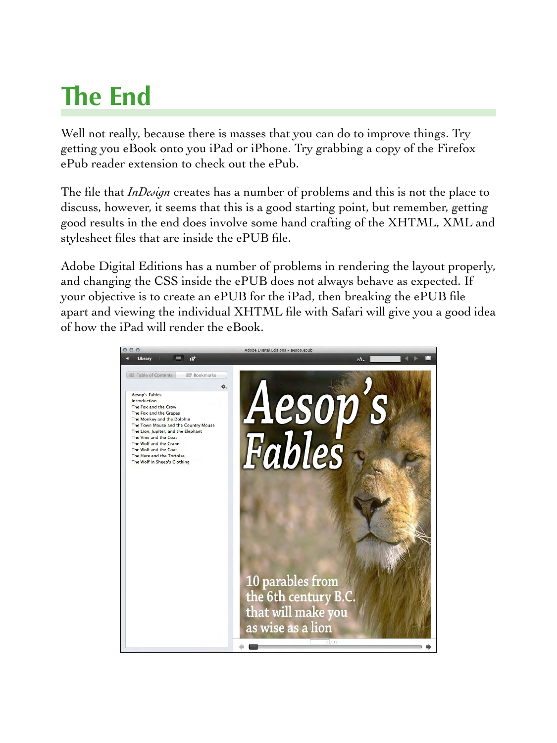# The End

Well not really, because there is masses that you can do to improve things. Try getting you eBook onto you iPad or iPhone. Try grabbing a copy of the Firefox ePub reader extension to check out the ePub.

The file that *InDesign* creates has a number of problems and this is not the place to discuss, however, it seems that this is a good starting point, but remember, getting good results in the end does involve some hand crafting of the XHTML, XML and stylesheet files that are inside the ePUB file.

Adobe Digital Editions has a number of problems in rendering the layout properly, and changing the CSS inside the ePUB does not always behave as expected. If your objective is to create an ePUB for the iPad, then breaking the ePUB file apart and viewing the individual XHTML file with Safari will give you a good idea of how the iPad will render the eBook.